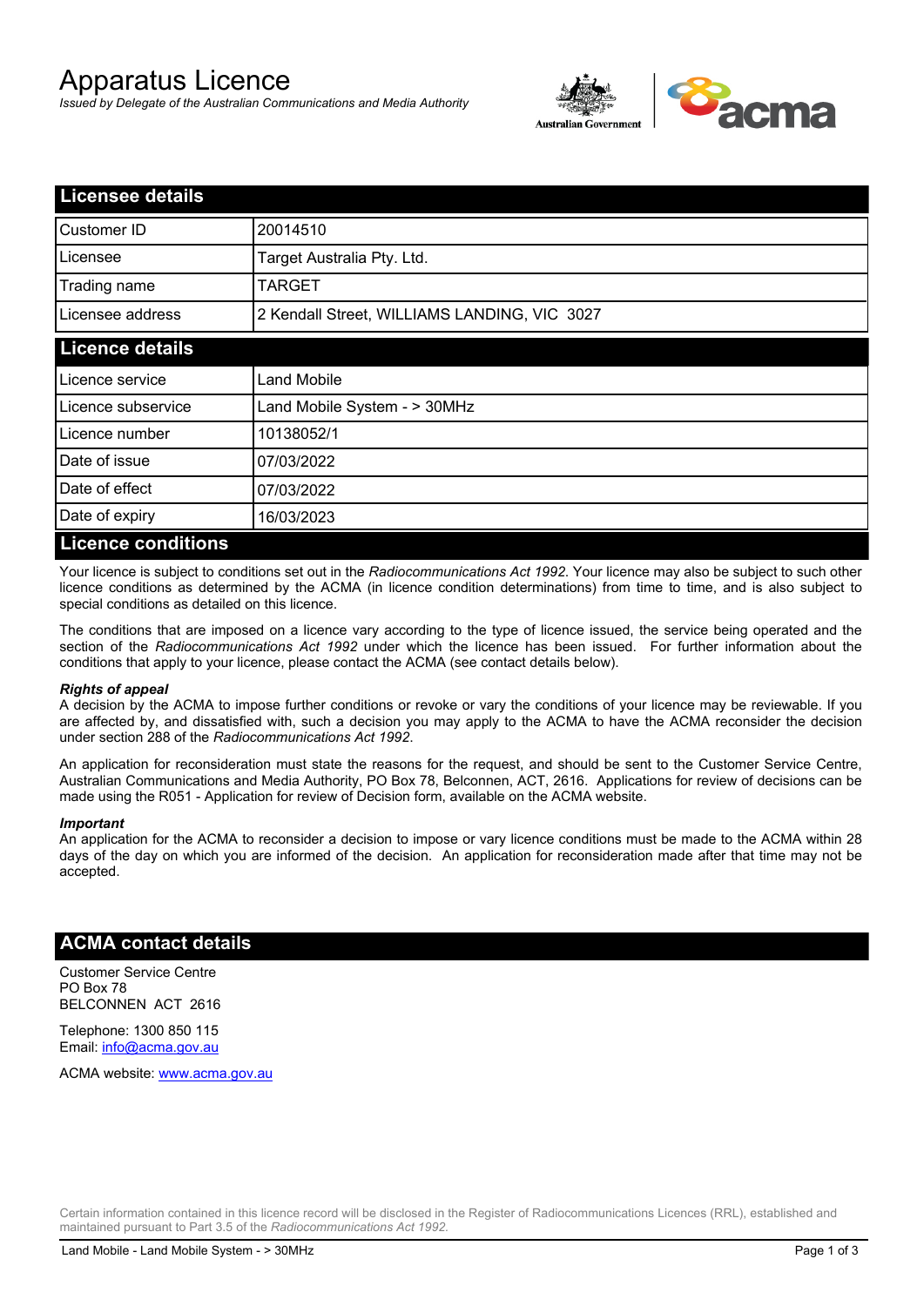# Apparatus Licence

*Issued by Delegate of the Australian Communications and Media Authority*

## Licensee details

| | |
|---|---|
| Customer ID | 20014510 |
| Licensee | Target Australia Pty. Ltd. |
| Trading name | TARGET |
| Licensee address | 2 Kendall Street, WILLIAMS LANDING, VIC 3027 |

## Licence details

| | |
|---|---|
| Licence service | Land Mobile |
| Licence subservice | Land Mobile System - > 30MHz |
| Licence number | 10138052/1 |
| Date of issue | 07/03/2022 |
| Date of effect | 07/03/2022 |
| Date of expiry | 16/03/2023 |

## Licence conditions

Your licence is subject to conditions set out in the *Radiocommunications Act 1992*. Your licence may also be subject to such other licence conditions as determined by the ACMA (in licence condition determinations) from time to time, and is also subject to special conditions as detailed on this licence.

The conditions that are imposed on a licence vary according to the type of licence issued, the service being operated and the section of the *Radiocommunications Act 1992* under which the licence has been issued. For further information about the conditions that apply to your licence, please contact the ACMA (see contact details below).

***Rights of appeal***

A decision by the ACMA to impose further conditions or revoke or vary the conditions of your licence may be reviewable. If you are affected by, and dissatisfied with, such a decision you may apply to the ACMA to have the ACMA reconsider the decision under section 288 of the *Radiocommunications Act 1992*.

An application for reconsideration must state the reasons for the request, and should be sent to the Customer Service Centre, Australian Communications and Media Authority, PO Box 78, Belconnen, ACT, 2616. Applications for review of decisions can be made using the R051 - Application for review of Decision form, available on the ACMA website.

***Important***

An application for the ACMA to reconsider a decision to impose or vary licence conditions must be made to the ACMA within 28 days of the day on which you are informed of the decision. An application for reconsideration made after that time may not be accepted.

## ACMA contact details

Customer Service Centre
PO Box 78
BELCONNEN ACT 2616

Telephone: 1300 850 115
Email: info@acma.gov.au

ACMA website: www.acma.gov.au

Certain information contained in this licence record will be disclosed in the Register of Radiocommunications Licences (RRL), established and maintained pursuant to Part 3.5 of the *Radiocommunications Act 1992.*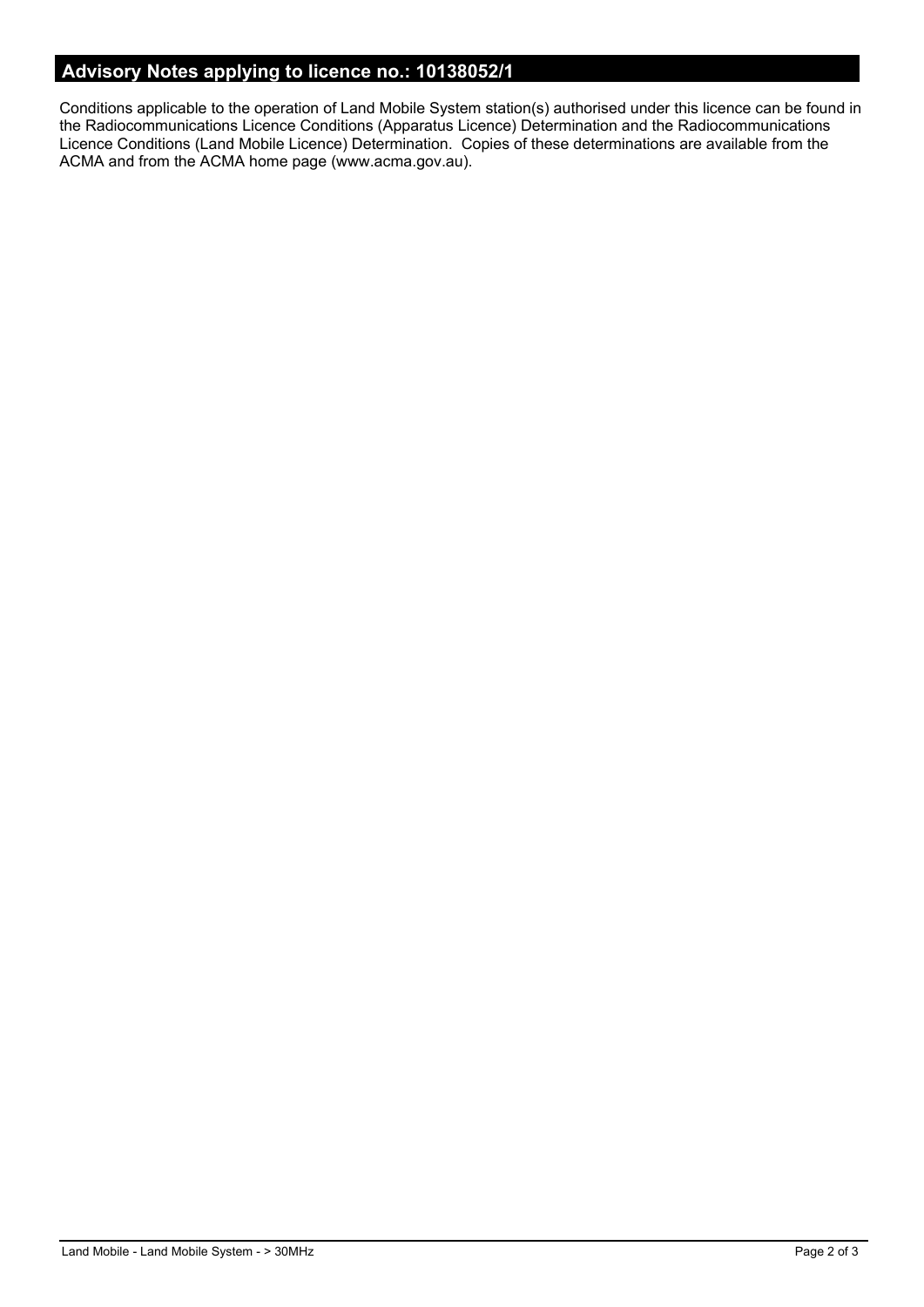## Advisory Notes applying to licence no.: 10138052/1

Conditions applicable to the operation of Land Mobile System station(s) authorised under this licence can be found in the Radiocommunications Licence Conditions (Apparatus Licence) Determination and the Radiocommunications Licence Conditions (Land Mobile Licence) Determination. Copies of these determinations are available from the ACMA and from the ACMA home page (www.acma.gov.au).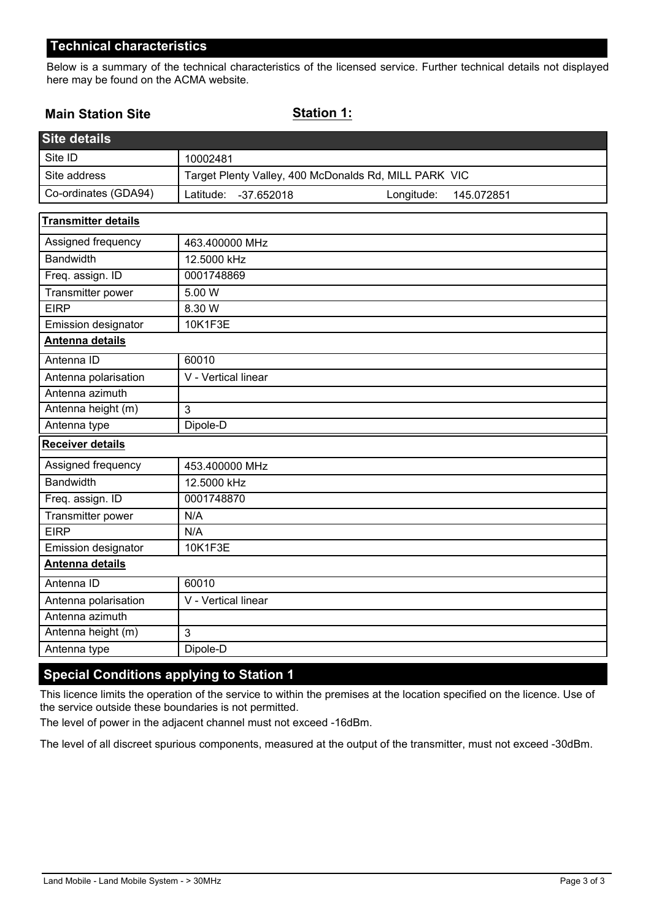## Technical characteristics

Below is a summary of the technical characteristics of the licensed service. Further technical details not displayed here may be found on the ACMA website.

**Main Station Site** **Station 1:**

| Site details | |
| --- | --- |
| Site ID | 10002481 |
| Site address | Target Plenty Valley, 400 McDonalds Rd, MILL PARK VIC |
| Co-ordinates (GDA94) | Latitude: -37.652018 Longitude: 145.072851 |

| Transmitter details | |
| --- | --- |
| Assigned frequency | 463.400000 MHz |
| Bandwidth | 12.5000 kHz |
| Freq. assign. ID | 0001748869 |
| Transmitter power | 5.00 W |
| EIRP | 8.30 W |
| Emission designator | 10K1F3E |
| **Antenna details** | |
| Antenna ID | 60010 |
| Antenna polarisation | V - Vertical linear |
| Antenna azimuth | |
| Antenna height (m) | 3 |
| Antenna type | Dipole-D |
| **Receiver details** | |
| Assigned frequency | 453.400000 MHz |
| Bandwidth | 12.5000 kHz |
| Freq. assign. ID | 0001748870 |
| Transmitter power | N/A |
| EIRP | N/A |
| Emission designator | 10K1F3E |
| **Antenna details** | |
| Antenna ID | 60010 |
| Antenna polarisation | V - Vertical linear |
| Antenna azimuth | |
| Antenna height (m) | 3 |
| Antenna type | Dipole-D |

## Special Conditions applying to Station 1

This licence limits the operation of the service to within the premises at the location specified on the licence. Use of the service outside these boundaries is not permitted.

The level of power in the adjacent channel must not exceed -16dBm.

The level of all discreet spurious components, measured at the output of the transmitter, must not exceed -30dBm.